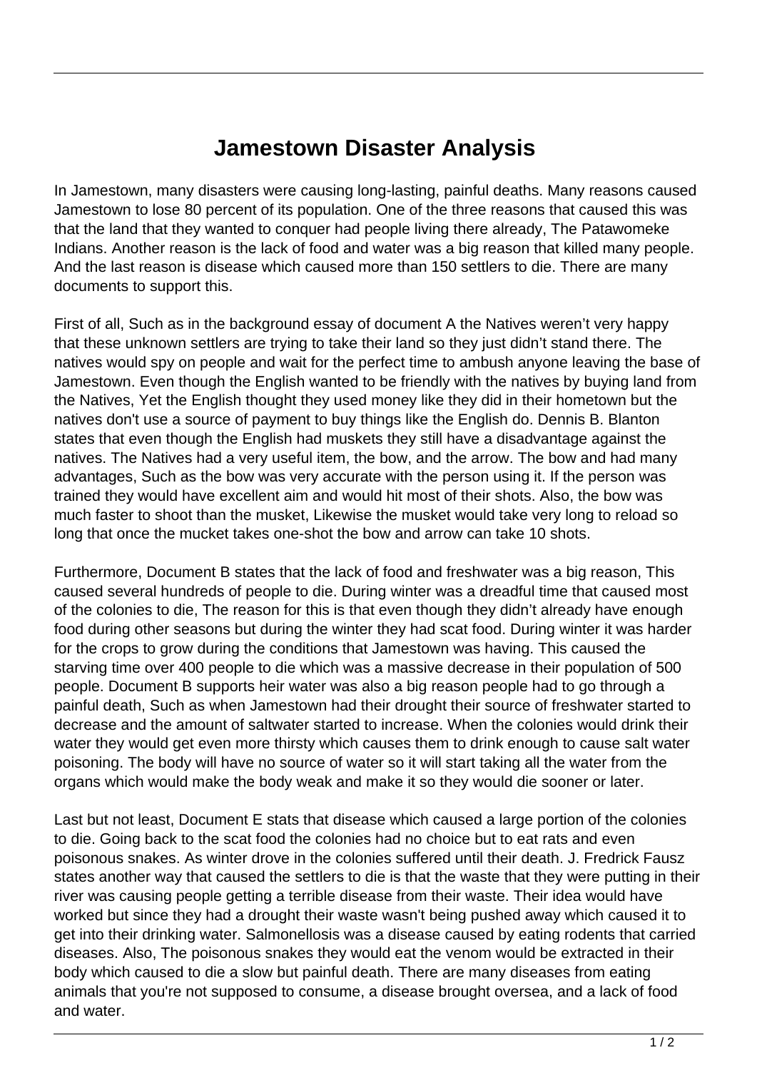# Jamestown Disaster Analysis

In Jamestown, many disasters were causing long-lasting, painful deaths. Many reasons caused Jamestown to lose 80 percent of its population. One of the three reasons that caused this was that the land that they wanted to conquer had people living there already, The Patawomeke Indians. Another reason is the lack of food and water was a big reason that killed many people. And the last reason is disease which caused more than 150 settlers to die. There are many documents to support this.

First of all, Such as in the background essay of document A the Natives weren't very happy that these unknown settlers are trying to take their land so they just didn't stand there. The natives would spy on people and wait for the perfect time to ambush anyone leaving the base of Jamestown. Even though the English wanted to be friendly with the natives by buying land from the Natives, Yet the English thought they used money like they did in their hometown but the natives don't use a source of payment to buy things like the English do. Dennis B. Blanton states that even though the English had muskets they still have a disadvantage against the natives. The Natives had a very useful item, the bow, and the arrow. The bow and had many advantages, Such as the bow was very accurate with the person using it. If the person was trained they would have excellent aim and would hit most of their shots. Also, the bow was much faster to shoot than the musket, Likewise the musket would take very long to reload so long that once the mucket takes one-shot the bow and arrow can take 10 shots.

Furthermore, Document B states that the lack of food and freshwater was a big reason, This caused several hundreds of people to die. During winter was a dreadful time that caused most of the colonies to die, The reason for this is that even though they didn't already have enough food during other seasons but during the winter they had scat food. During winter it was harder for the crops to grow during the conditions that Jamestown was having. This caused the starving time over 400 people to die which was a massive decrease in their population of 500 people. Document B supports heir water was also a big reason people had to go through a painful death, Such as when Jamestown had their drought their source of freshwater started to decrease and the amount of saltwater started to increase. When the colonies would drink their water they would get even more thirsty which causes them to drink enough to cause salt water poisoning. The body will have no source of water so it will start taking all the water from the organs which would make the body weak and make it so they would die sooner or later.

Last but not least, Document E stats that disease which caused a large portion of the colonies to die. Going back to the scat food the colonies had no choice but to eat rats and even poisonous snakes. As winter drove in the colonies suffered until their death. J. Fredrick Fausz states another way that caused the settlers to die is that the waste that they were putting in their river was causing people getting a terrible disease from their waste. Their idea would have worked but since they had a drought their waste wasn't being pushed away which caused it to get into their drinking water. Salmonellosis was a disease caused by eating rodents that carried diseases. Also, The poisonous snakes they would eat the venom would be extracted in their body which caused to die a slow but painful death. There are many diseases from eating animals that you're not supposed to consume, a disease brought oversea, and a lack of food and water.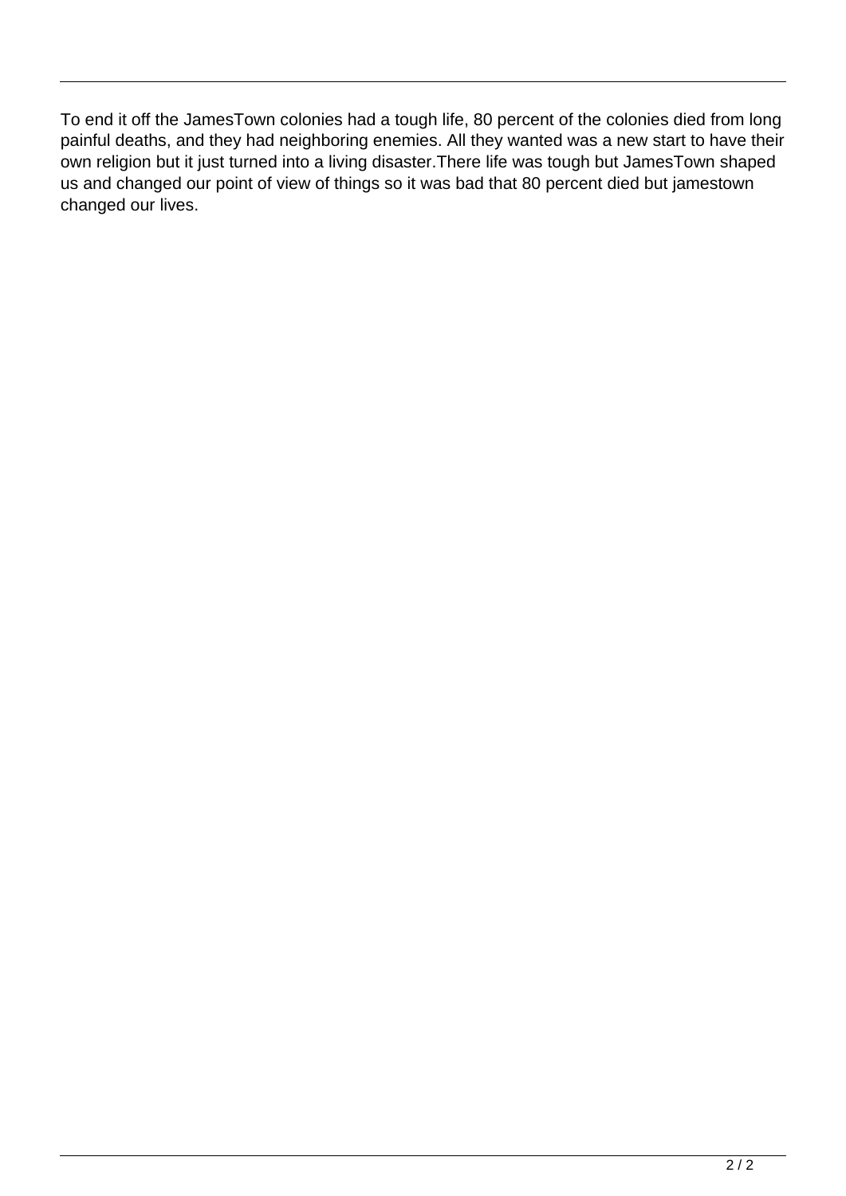To end it off the JamesTown colonies had a tough life, 80 percent of the colonies died from long painful deaths, and they had neighboring enemies. All they wanted was a new start to have their own religion but it just turned into a living disaster.There life was tough but JamesTown shaped us and changed our point of view of things so it was bad that 80 percent died but jamestown changed our lives.